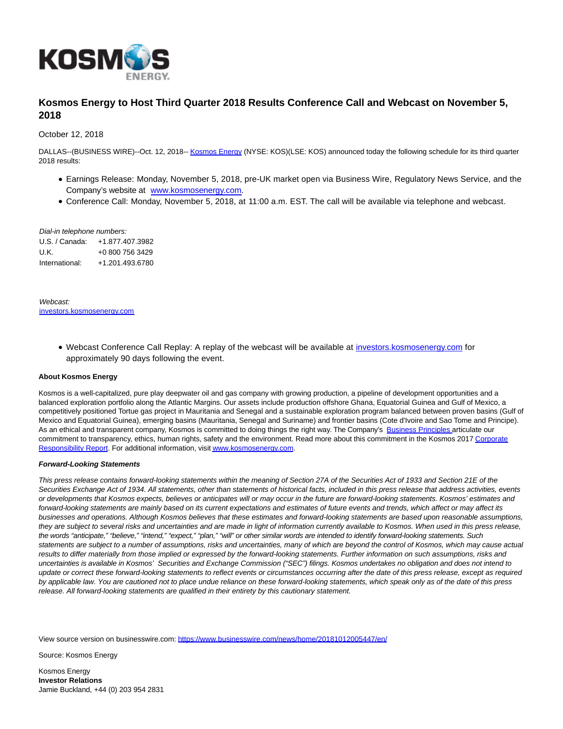# Kosmos Energy to Host Third Quarter 2018 Results Conference Call and Webcast on November 5, 2018

October 12, 2018

DALLAS--(BUSINESS WIRE)--Oct. 12, 2018-- Kosmos Energy (NYSE: KOS)(LSE: KOS) announced today the following schedule for its third quarter 2018 results:

- Earnings Release: Monday, November 5, 2018, pre-UK market open via Business Wire, Regulatory News Service, and the Company's website at www.kosmosenergy.com.
- Conference Call: Monday, November 5, 2018, at 11:00 a.m. EST. The call will be available via telephone and webcast.

*Dial-in telephone numbers:*

| | |
|---|---|
| U.S. / Canada: | +1.877.407.3982 |
| U.K. | +0 800 756 3429 |
| International: | +1.201.493.6780 |

*Webcast:*
investors.kosmosenergy.com

- Webcast Conference Call Replay: A replay of the webcast will be available at investors.kosmosenergy.com for approximately 90 days following the event.

**About Kosmos Energy**

Kosmos is a well-capitalized, pure play deepwater oil and gas company with growing production, a pipeline of development opportunities and a balanced exploration portfolio along the Atlantic Margins. Our assets include production offshore Ghana, Equatorial Guinea and Gulf of Mexico, a competitively positioned Tortue gas project in Mauritania and Senegal and a sustainable exploration program balanced between proven basins (Gulf of Mexico and Equatorial Guinea), emerging basins (Mauritania, Senegal and Suriname) and frontier basins (Cote d'Ivoire and Sao Tome and Principe). As an ethical and transparent company, Kosmos is committed to doing things the right way. The Company's Business Principles articulate our commitment to transparency, ethics, human rights, safety and the environment. Read more about this commitment in the Kosmos 2017 Corporate Responsibility Report. For additional information, visit www.kosmosenergy.com.

***Forward-Looking Statements***

*This press release contains forward-looking statements within the meaning of Section 27A of the Securities Act of 1933 and Section 21E of the Securities Exchange Act of 1934. All statements, other than statements of historical facts, included in this press release that address activities, events or developments that Kosmos expects, believes or anticipates will or may occur in the future are forward-looking statements. Kosmos' estimates and forward-looking statements are mainly based on its current expectations and estimates of future events and trends, which affect or may affect its businesses and operations. Although Kosmos believes that these estimates and forward-looking statements are based upon reasonable assumptions, they are subject to several risks and uncertainties and are made in light of information currently available to Kosmos. When used in this press release, the words "anticipate," "believe," "intend," "expect," "plan," "will" or other similar words are intended to identify forward-looking statements. Such statements are subject to a number of assumptions, risks and uncertainties, many of which are beyond the control of Kosmos, which may cause actual results to differ materially from those implied or expressed by the forward-looking statements. Further information on such assumptions, risks and uncertainties is available in Kosmos' Securities and Exchange Commission ("SEC") filings. Kosmos undertakes no obligation and does not intend to update or correct these forward-looking statements to reflect events or circumstances occurring after the date of this press release, except as required by applicable law. You are cautioned not to place undue reliance on these forward-looking statements, which speak only as of the date of this press release. All forward-looking statements are qualified in their entirety by this cautionary statement.*

View source version on businesswire.com: https://www.businesswire.com/news/home/20181012005447/en/

Source: Kosmos Energy

Kosmos Energy
**Investor Relations**
Jamie Buckland, +44 (0) 203 954 2831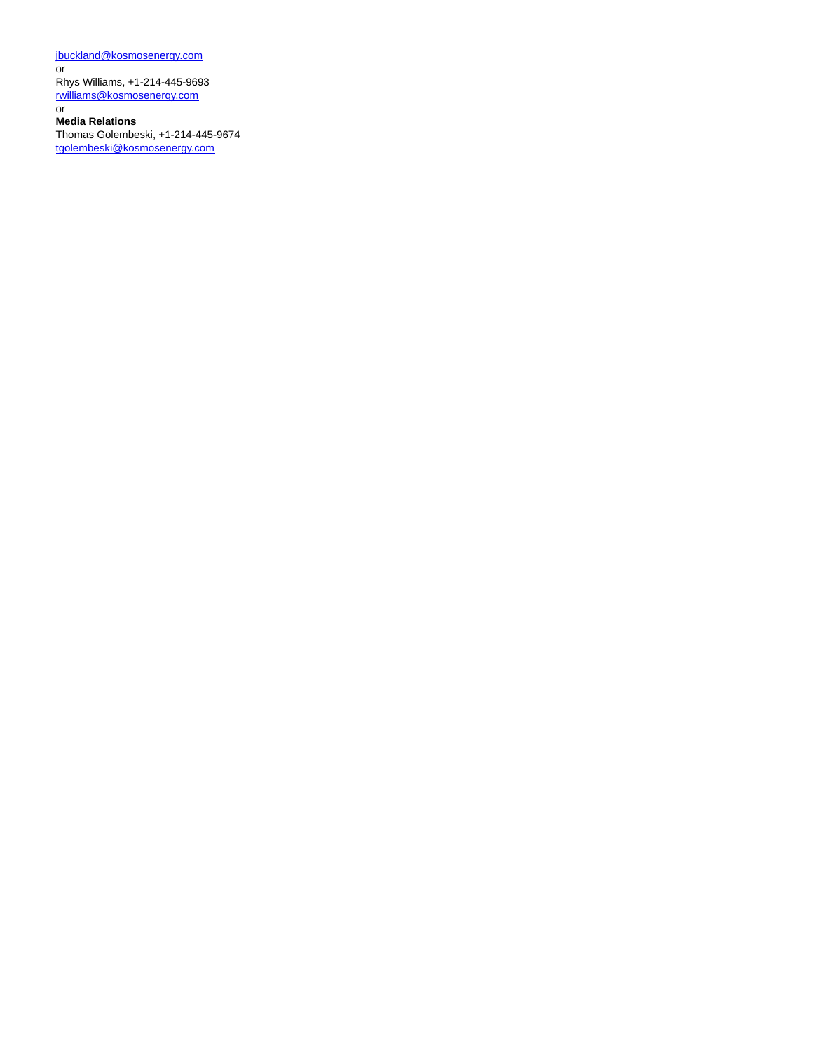jbuckland@kosmosenergy.com
or
Rhys Williams, +1-214-445-9693
rwilliams@kosmosenergy.com
or
**Media Relations**
Thomas Golembeski, +1-214-445-9674
tgolembeski@kosmosenergy.com